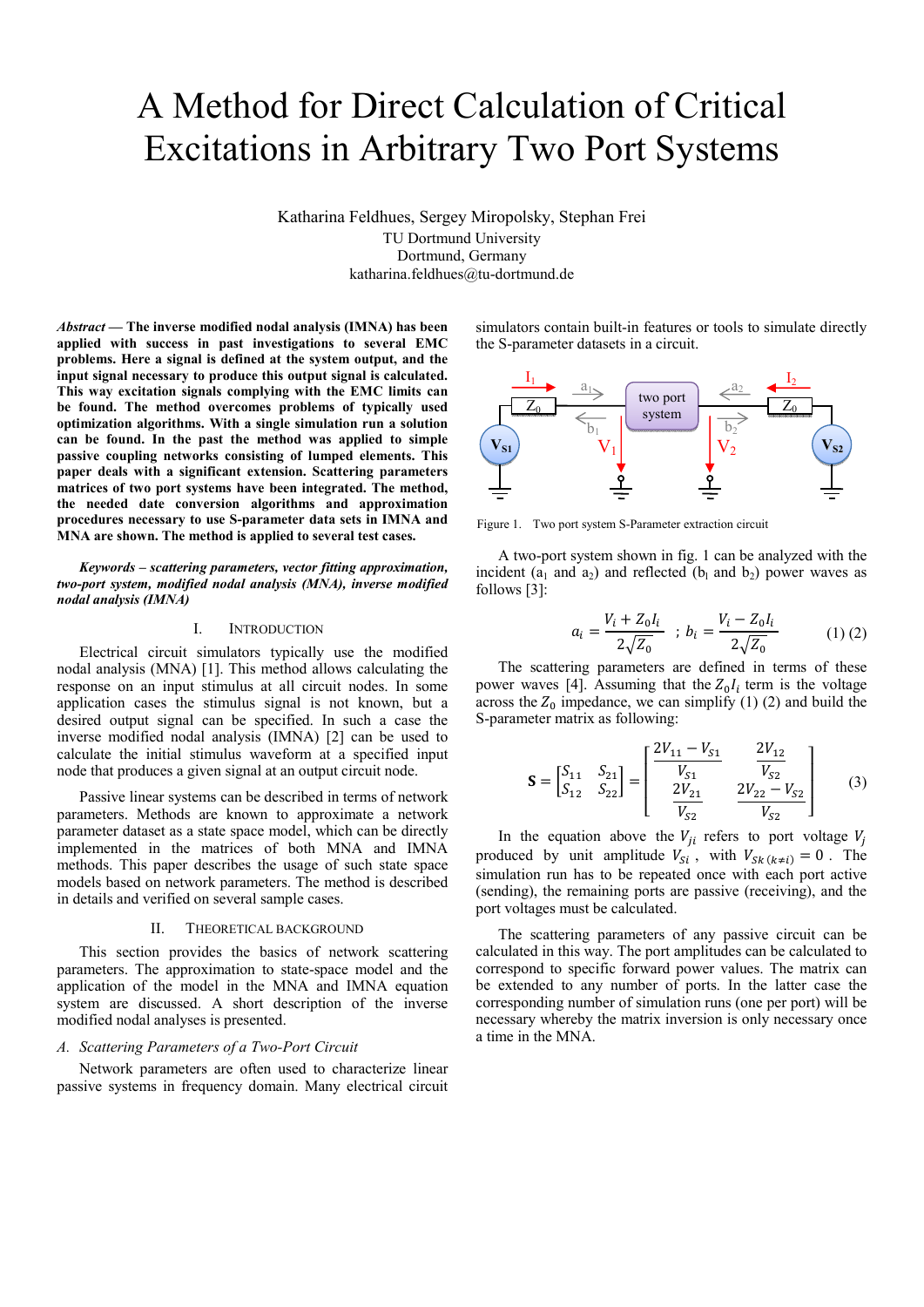# A Method for Direct Calculation of Critical Excitations in Arbitrary Two Port Systems

Katharina Feldhues, Sergey Miropolsky, Stephan Frei
TU Dortmund University
Dortmund, Germany
katharina.feldhues@tu-dortmund.de

***Abstract* — The inverse modified nodal analysis (IMNA) has been applied with success in past investigations to several EMC problems. Here a signal is defined at the system output, and the input signal necessary to produce this output signal is calculated. This way excitation signals complying with the EMC limits can be found. The method overcomes problems of typically used optimization algorithms. With a single simulation run a solution can be found. In the past the method was applied to simple passive coupling networks consisting of lumped elements. This paper deals with a significant extension. Scattering parameters matrices of two port systems have been integrated. The method, the needed date conversion algorithms and approximation procedures necessary to use S-parameter data sets in IMNA and MNA are shown. The method is applied to several test cases.**

***Keywords – scattering parameters, vector fitting approximation, two-port system, modified nodal analysis (MNA), inverse modified nodal analysis (IMNA)***

## I. Introduction

Electrical circuit simulators typically use the modified nodal analysis (MNA) [1]. This method allows calculating the response on an input stimulus at all circuit nodes. In some application cases the stimulus signal is not known, but a desired output signal can be specified. In such a case the inverse modified nodal analysis (IMNA) [2] can be used to calculate the initial stimulus waveform at a specified input node that produces a given signal at an output circuit node.

Passive linear systems can be described in terms of network parameters. Methods are known to approximate a network parameter dataset as a state space model, which can be directly implemented in the matrices of both MNA and IMNA methods. This paper describes the usage of such state space models based on network parameters. The method is described in details and verified on several sample cases.

## II. Theoretical Background

This section provides the basics of network scattering parameters. The approximation to state-space model and the application of the model in the MNA and IMNA equation system are discussed. A short description of the inverse modified nodal analyses is presented.

### A. Scattering Parameters of a Two-Port Circuit

Network parameters are often used to characterize linear passive systems in frequency domain. Many electrical circuit simulators contain built-in features or tools to simulate directly the S-parameter datasets in a circuit.

Figure 1. Two port system S-Parameter extraction circuit

A two-port system shown in fig. 1 can be analyzed with the incident ($a_1$ and $a_2$) and reflected ($b_1$ and $b_2$) power waves as follows [3]:

$$a_i = \frac{V_i + Z_0 I_i}{2\sqrt{Z_0}} \;\; ; \; b_i = \frac{V_i - Z_0 I_i}{2\sqrt{Z_0}} \qquad (1)\,(2)$$

The scattering parameters are defined in terms of these power waves [4]. Assuming that the $Z_0 I_i$ term is the voltage across the $Z_0$ impedance, we can simplify (1) (2) and build the S-parameter matrix as following:

$$\mathbf{S} = \begin{bmatrix} S_{11} & S_{21} \\ S_{12} & S_{22} \end{bmatrix} = \begin{bmatrix} \dfrac{2V_{11} - V_{S1}}{V_{S1}} & \dfrac{2V_{12}}{V_{S2}} \\ \dfrac{2V_{21}}{V_{S2}} & \dfrac{2V_{22} - V_{S2}}{V_{S2}} \end{bmatrix} \qquad (3)$$

In the equation above the $V_{ji}$ refers to port voltage $V_j$ produced by unit amplitude $V_{Si}$, with $V_{Sk\,(k \neq i)} = 0$. The simulation run has to be repeated once with each port active (sending), the remaining ports are passive (receiving), and the port voltages must be calculated.

The scattering parameters of any passive circuit can be calculated in this way. The port amplitudes can be calculated to correspond to specific forward power values. The matrix can be extended to any number of ports. In the latter case the corresponding number of simulation runs (one per port) will be necessary whereby the matrix inversion is only necessary once a time in the MNA.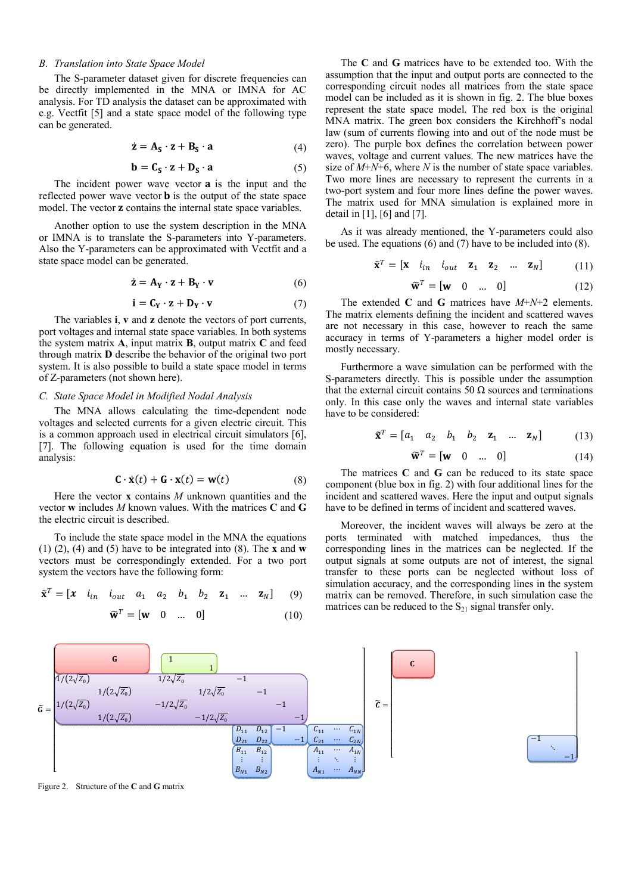### B. Translation into State Space Model

The S-parameter dataset given for discrete frequencies can be directly implemented in the MNA or IMNA for AC analysis. For TD analysis the dataset can be approximated with e.g. Vectfit [5] and a state space model of the following type can be generated.

$$\dot{\mathbf{z}} = \mathbf{A_S} \cdot \mathbf{z} + \mathbf{B_S} \cdot \mathbf{a} \tag{4}$$

$$\mathbf{b} = \mathbf{C_S} \cdot \mathbf{z} + \mathbf{D_S} \cdot \mathbf{a} \tag{5}$$

The incident power wave vector **a** is the input and the reflected power wave vector **b** is the output of the state space model. The vector **z** contains the internal state space variables.

Another option to use the system description in the MNA or IMNA is to translate the S-parameters into Y-parameters. Also the Y-parameters can be approximated with Vectfit and a state space model can be generated.

$$\dot{\mathbf{z}} = \mathbf{A_Y} \cdot \mathbf{z} + \mathbf{B_Y} \cdot \mathbf{v} \tag{6}$$

$$\mathbf{i} = \mathbf{C_Y} \cdot \mathbf{z} + \mathbf{D_Y} \cdot \mathbf{v} \tag{7}$$

The variables **i**, **v** and **z** denote the vectors of port currents, port voltages and internal state space variables. In both systems the system matrix **A**, input matrix **B**, output matrix **C** and feed through matrix **D** describe the behavior of the original two port system. It is also possible to build a state space model in terms of Z-parameters (not shown here).

### C. State Space Model in Modified Nodal Analysis

The MNA allows calculating the time-dependent node voltages and selected currents for a given electric circuit. This is a common approach used in electrical circuit simulators [6], [7]. The following equation is used for the time domain analysis:

$$\mathbf{C} \cdot \dot{\mathbf{x}}(t) + \mathbf{G} \cdot \mathbf{x}(t) = \mathbf{w}(t) \tag{8}$$

Here the vector **x** contains $M$ unknown quantities and the vector **w** includes $M$ known values. With the matrices **C** and **G** the electric circuit is described.

To include the state space model in the MNA the equations (1) (2), (4) and (5) have to be integrated into (8). The **x** and **w** vectors must be correspondingly extended. For a two port system the vectors have the following form:

$$\tilde{\mathbf{x}}^T = [\boldsymbol{x} \quad i_{in} \quad i_{out} \quad a_1 \quad a_2 \quad b_1 \quad b_2 \quad \mathbf{z}_1 \quad \dots \quad \mathbf{z}_N] \tag{9}$$

$$\tilde{\mathbf{w}}^T = [\mathbf{w} \quad 0 \quad \dots \quad 0] \tag{10}$$

The **C** and **G** matrices have to be extended too. With the assumption that the input and output ports are connected to the corresponding circuit nodes all matrices from the state space model can be included as it is shown in fig. 2. The blue boxes represent the state space model. The red box is the original MNA matrix. The green box considers the Kirchhoff's nodal law (sum of currents flowing into and out of the node must be zero). The purple box defines the correlation between power waves, voltage and current values. The new matrices have the size of $M$+$N$+6, where $N$ is the number of state space variables. Two more lines are necessary to represent the currents in a two-port system and four more lines define the power waves. The matrix used for MNA simulation is explained more in detail in [1], [6] and [7].

As it was already mentioned, the Y-parameters could also be used. The equations (6) and (7) have to be included into (8).

$$\tilde{\mathbf{x}}^T = [\mathbf{x} \quad i_{in} \quad i_{out} \quad \mathbf{z}_1 \quad \mathbf{z}_2 \quad \dots \quad \mathbf{z}_N] \tag{11}$$

$$\tilde{\mathbf{w}}^T = [\mathbf{w} \quad 0 \quad \dots \quad 0] \tag{12}$$

The extended **C** and **G** matrices have $M$+$N$+2 elements. The matrix elements defining the incident and scattered waves are not necessary in this case, however to reach the same accuracy in terms of Y-parameters a higher model order is mostly necessary.

Furthermore a wave simulation can be performed with the S-parameters directly. This is possible under the assumption that the external circuit contains 50 Ω sources and terminations only. In this case only the waves and internal state variables have to be considered:

$$\tilde{\mathbf{x}}^T = [a_1 \quad a_2 \quad b_1 \quad b_2 \quad \mathbf{z}_1 \quad \dots \quad \mathbf{z}_N] \tag{13}$$

$$\tilde{\mathbf{w}}^T = [\mathbf{w} \quad 0 \quad \dots \quad 0] \tag{14}$$

The matrices **C** and **G** can be reduced to its state space component (blue box in fig. 2) with four additional lines for the incident and scattered waves. Here the input and output signals have to be defined in terms of incident and scattered waves.

Moreover, the incident waves will always be zero at the ports terminated with matched impedances, thus the corresponding lines in the matrices can be neglected. If the output signals at some outputs are not of interest, the signal transfer to these ports can be neglected without loss of simulation accuracy, and the corresponding lines in the system matrix can be removed. Therefore, in such simulation case the matrices can be reduced to the $S_{21}$ signal transfer only.

$$\tilde{\mathbf{G}} = \begin{bmatrix} \mathbf{G} & & 1 & & & & & & & \\ & & & 1 & & & & & & \\ 1/(2\sqrt{Z_0}) & & 1/2\sqrt{Z_0} & & -1 & & & & & \\ & 1/(2\sqrt{Z_0}) & & 1/2\sqrt{Z_0} & & -1 & & & & \\ 1/(2\sqrt{Z_0}) & & -1/2\sqrt{Z_0} & & & & -1 & & & \\ & 1/(2\sqrt{Z_0}) & & -1/2\sqrt{Z_0} & & & & -1 & & \\ & & & & D_{11} & D_{12} & -1 & & C_{11} & \cdots & C_{1N} \\ & & & & D_{21} & D_{22} & & -1 & C_{21} & \cdots & C_{2N} \\ & & & & B_{11} & B_{12} & & & A_{11} & \cdots & A_{1N} \\ & & & & \vdots & \vdots & & & \vdots & \ddots & \vdots \\ & & & & B_{N1} & B_{N2} & & & A_{N1} & \cdots & A_{NN} \end{bmatrix} \quad \tilde{\mathbf{C}} = \begin{bmatrix} \mathbf{C} & & & \\ & & & \\ & & -1 & \\ & & & \ddots \\ & & & & -1 \end{bmatrix}$$

Figure 2. Structure of the **C** and **G** matrix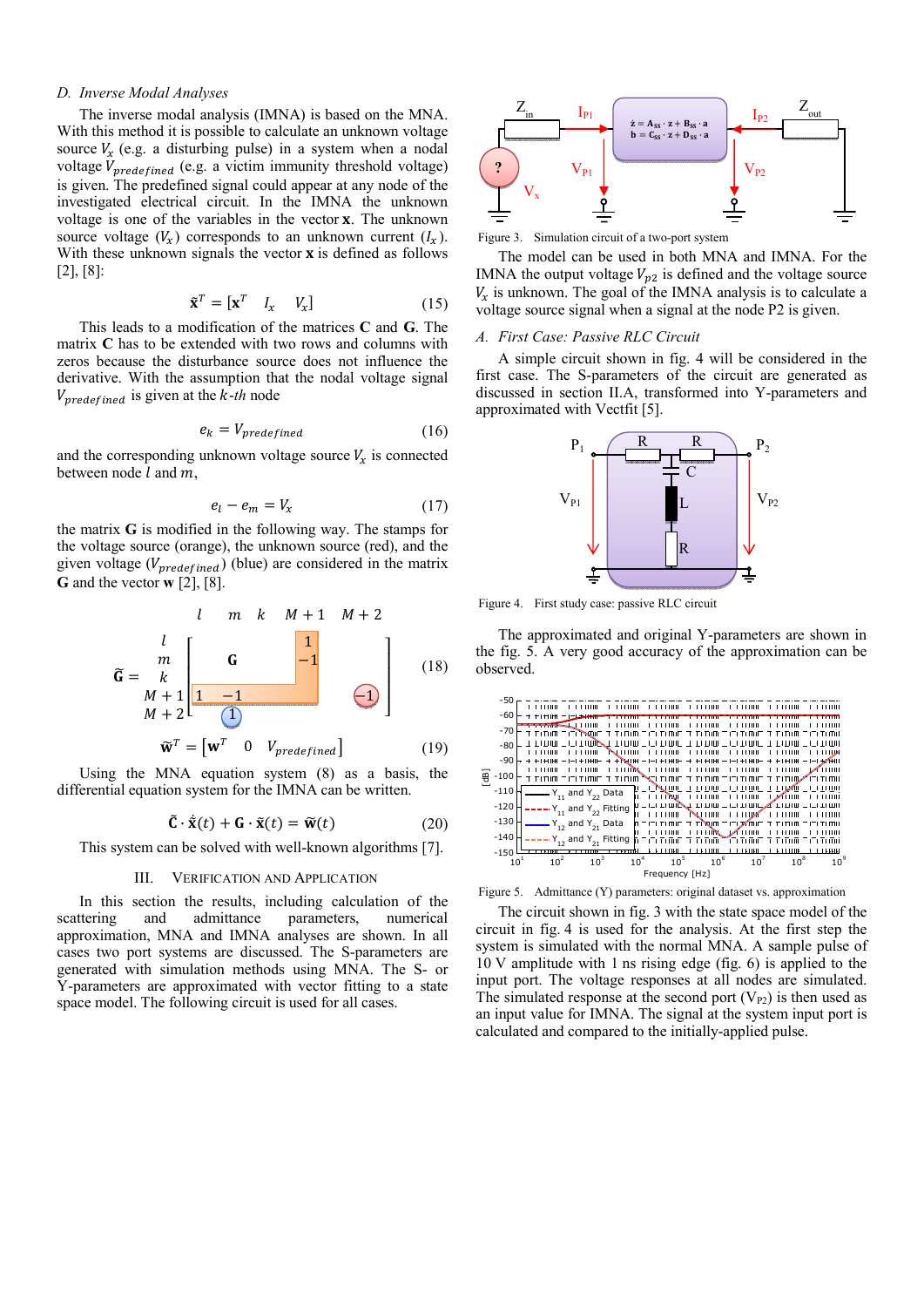### D. Inverse Modal Analyses

The inverse modal analysis (IMNA) is based on the MNA. With this method it is possible to calculate an unknown voltage source $V_x$ (e.g. a disturbing pulse) in a system when a nodal voltage $V_{predefined}$ (e.g. a victim immunity threshold voltage) is given. The predefined signal could appear at any node of the investigated electrical circuit. In the IMNA the unknown voltage is one of the variables in the vector **x**. The unknown source voltage ($V_x$) corresponds to an unknown current ($I_x$). With these unknown signals the vector **x** is defined as follows [2], [8]:

$$\tilde{\mathbf{x}}^T = [\mathbf{x}^T \quad I_x \quad V_x] \tag{15}$$

This leads to a modification of the matrices **C** and **G**. The matrix **C** has to be extended with two rows and columns with zeros because the disturbance source does not influence the derivative. With the assumption that the nodal voltage signal $V_{predefined}$ is given at the $k$-*th* node

$$e_k = V_{predefined} \tag{16}$$

and the corresponding unknown voltage source $V_x$ is connected between node $l$ and $m$,

$$e_l - e_m = V_x \tag{17}$$

the matrix **G** is modified in the following way. The stamps for the voltage source (orange), the unknown source (red), and the given voltage ($V_{predefined}$) (blue) are considered in the matrix **G** and the vector **w** [2], [8].

$$\tilde{\mathbf{G}} = \begin{array}{c} \\ l \\ m \\ k \\ M+1 \\ M+2 \end{array} \begin{array}{c} \begin{array}{ccccc} l & m & k & M+1 & M+2 \end{array} \\ \left[\begin{array}{ccccc} & \mathbf{G} & & 1 & \\ & & & -1 & \\ & & & & -1 \\ 1 & -1 & & & \\ & & 1 & & \end{array}\right] \end{array} \tag{18}$$

$$\tilde{\mathbf{w}}^T = [\mathbf{w}^T \quad 0 \quad V_{predefined}] \tag{19}$$

Using the MNA equation system (8) as a basis, the differential equation system for the IMNA can be written.

$$\tilde{\mathbf{C}} \cdot \dot{\tilde{\mathbf{x}}}(t) + \mathbf{G} \cdot \tilde{\mathbf{x}}(t) = \tilde{\mathbf{w}}(t) \tag{20}$$

This system can be solved with well-known algorithms [7].

## III. Verification and Application

In this section the results, including calculation of the scattering and admittance parameters, numerical approximation, MNA and IMNA analyses are shown. In all cases two port systems are discussed. The S-parameters are generated with simulation methods using MNA. The S- or Y-parameters are approximated with vector fitting to a state space model. The following circuit is used for all cases.

Figure 3. Simulation circuit of a two-port system

The model can be used in both MNA and IMNA. For the IMNA the output voltage $V_{p2}$ is defined and the voltage source $V_x$ is unknown. The goal of the IMNA analysis is to calculate a voltage source signal when a signal at the node P2 is given.

### A. First Case: Passive RLC Circuit

A simple circuit shown in fig. 4 will be considered in the first case. The S-parameters of the circuit are generated as discussed in section II.A, transformed into Y-parameters and approximated with Vectfit [5].

Figure 4. First study case: passive RLC circuit

The approximated and original Y-parameters are shown in the fig. 5. A very good accuracy of the approximation can be observed.

Figure 5. Admittance (Y) parameters: original dataset vs. approximation

The circuit shown in fig. 3 with the state space model of the circuit in fig. 4 is used for the analysis. At the first step the system is simulated with the normal MNA. A sample pulse of 10 V amplitude with 1 ns rising edge (fig. 6) is applied to the input port. The voltage responses at all nodes are simulated. The simulated response at the second port ($V_{P2}$) is then used as an input value for IMNA. The signal at the system input port is calculated and compared to the initially-applied pulse.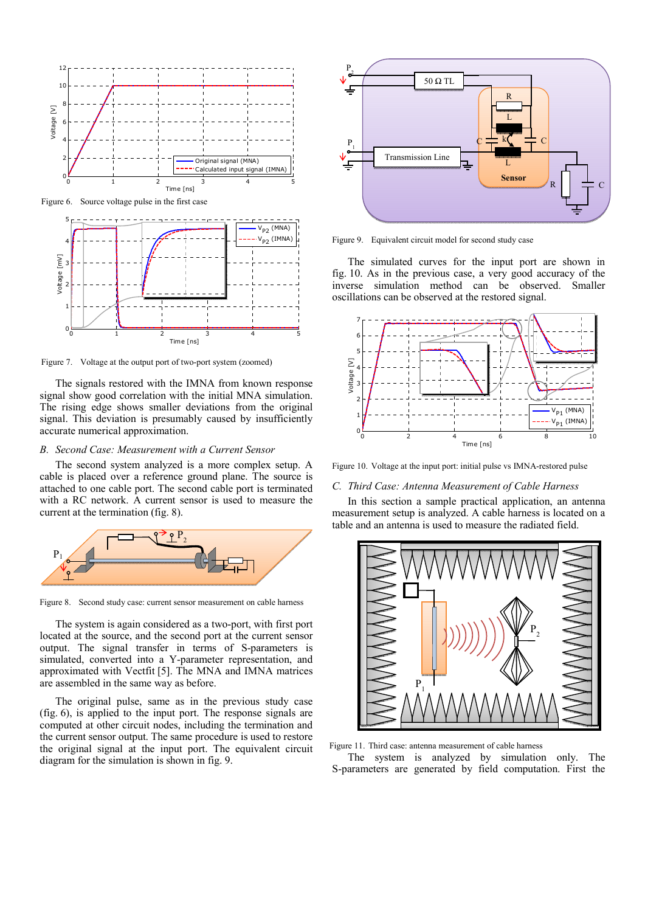Figure 6. Source voltage pulse in the first case

Figure 7. Voltage at the output port of two-port system (zoomed)

The signals restored with the IMNA from known response signal show good correlation with the initial MNA simulation. The rising edge shows smaller deviations from the original signal. This deviation is presumably caused by insufficiently accurate numerical approximation.

### B. Second Case: Measurement with a Current Sensor

The second system analyzed is a more complex setup. A cable is placed over a reference ground plane. The source is attached to one cable port. The second cable port is terminated with a RC network. A current sensor is used to measure the current at the termination (fig. 8).

Figure 8. Second study case: current sensor measurement on cable harness

The system is again considered as a two-port, with first port located at the source, and the second port at the current sensor output. The signal transfer in terms of S-parameters is simulated, converted into a Y-parameter representation, and approximated with Vectfit [5]. The MNA and IMNA matrices are assembled in the same way as before.

The original pulse, same as in the previous study case (fig. 6), is applied to the input port. The response signals are computed at other circuit nodes, including the termination and the current sensor output. The same procedure is used to restore the original signal at the input port. The equivalent circuit diagram for the simulation is shown in fig. 9.

Figure 9. Equivalent circuit model for second study case

The simulated curves for the input port are shown in fig. 10. As in the previous case, a very good accuracy of the inverse simulation method can be observed. Smaller oscillations can be observed at the restored signal.

Figure 10. Voltage at the input port: initial pulse vs IMNA-restored pulse

### C. Third Case: Antenna Measurement of Cable Harness

In this section a sample practical application, an antenna measurement setup is analyzed. A cable harness is located on a table and an antenna is used to measure the radiated field.

Figure 11. Third case: antenna measurement of cable harness

The system is analyzed by simulation only. The S-parameters are generated by field computation. First the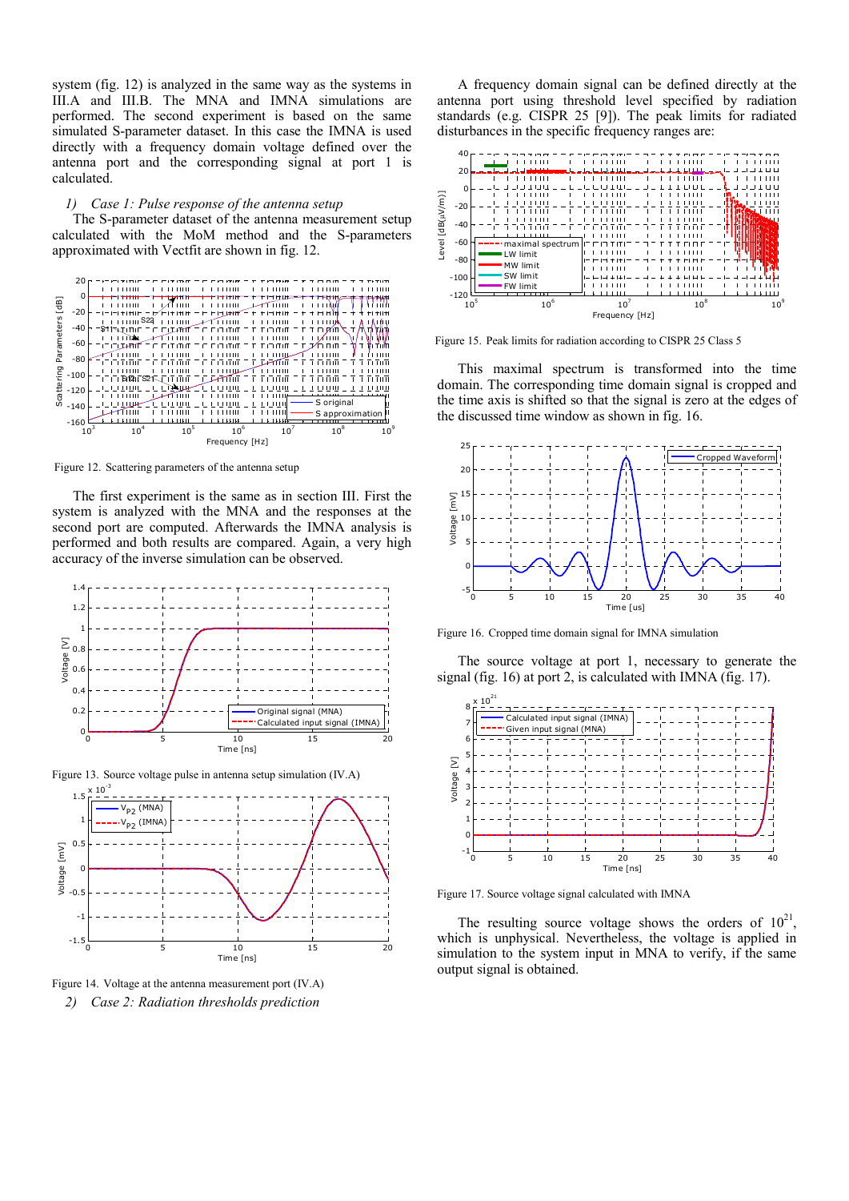system (fig. 12) is analyzed in the same way as the systems in III.A and III.B. The MNA and IMNA simulations are performed. The second experiment is based on the same simulated S-parameter dataset. In this case the IMNA is used directly with a frequency domain voltage defined over the antenna port and the corresponding signal at port 1 is calculated.

*1) Case 1: Pulse response of the antenna setup*

The S-parameter dataset of the antenna measurement setup calculated with the MoM method and the S-parameters approximated with Vectfit are shown in fig. 12.

Figure 12. Scattering parameters of the antenna setup

The first experiment is the same as in section III. First the system is analyzed with the MNA and the responses at the second port are computed. Afterwards the IMNA analysis is performed and both results are compared. Again, a very high accuracy of the inverse simulation can be observed.

Figure 13. Source voltage pulse in antenna setup simulation (IV.A)

Figure 14. Voltage at the antenna measurement port (IV.A)

*2) Case 2: Radiation thresholds prediction*

A frequency domain signal can be defined directly at the antenna port using threshold level specified by radiation standards (e.g. CISPR 25 [9]). The peak limits for radiated disturbances in the specific frequency ranges are:

Figure 15. Peak limits for radiation according to CISPR 25 Class 5

This maximal spectrum is transformed into the time domain. The corresponding time domain signal is cropped and the time axis is shifted so that the signal is zero at the edges of the discussed time window as shown in fig. 16.

Figure 16. Cropped time domain signal for IMNA simulation

The source voltage at port 1, necessary to generate the signal (fig. 16) at port 2, is calculated with IMNA (fig. 17).

Figure 17. Source voltage signal calculated with IMNA

The resulting source voltage shows the orders of $10^{21}$, which is unphysical. Nevertheless, the voltage is applied in simulation to the system input in MNA to verify, if the same output signal is obtained.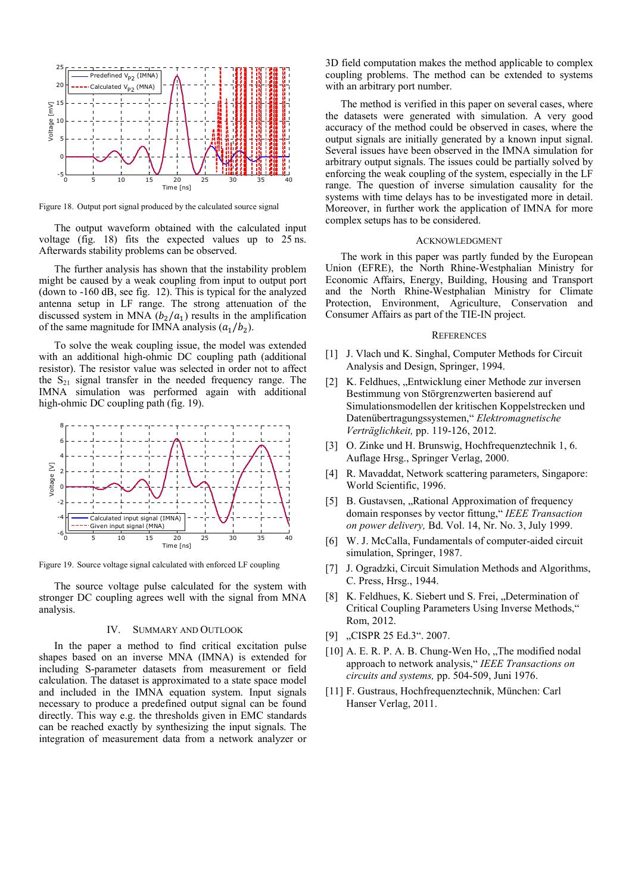25
20
15
10
5
0
-5
Voltage [mV]
0 5 10 15 20 25 30 35 40
Time [ns]
Predefined $V_{P2}$ (IMNA)
Calculated $V_{P2}$ (MNA)

Figure 18. Output port signal produced by the calculated source signal

The output waveform obtained with the calculated input voltage (fig. 18) fits the expected values up to 25 ns. Afterwards stability problems can be observed.

The further analysis has shown that the instability problem might be caused by a weak coupling from input to output port (down to -160 dB, see fig. 12). This is typical for the analyzed antenna setup in LF range. The strong attenuation of the discussed system in MNA ($b_2/a_1$) results in the amplification of the same magnitude for IMNA analysis ($a_1/b_2$).

To solve the weak coupling issue, the model was extended with an additional high-ohmic DC coupling path (additional resistor). The resistor value was selected in order not to affect the $S_{21}$ signal transfer in the needed frequency range. The IMNA simulation was performed again with additional high-ohmic DC coupling path (fig. 19).

8
6
4
2
0
-2
-4
-6
Voltage [V]
0 5 10 15 20 25 30 35 40
Time [ns]
Calculated input signal (IMNA)
Given input signal (MNA)

Figure 19. Source voltage signal calculated with enforced LF coupling

The source voltage pulse calculated for the system with stronger DC coupling agrees well with the signal from MNA analysis.

## IV. Summary and Outlook

In the paper a method to find critical excitation pulse shapes based on an inverse MNA (IMNA) is extended for including S-parameter datasets from measurement or field calculation. The dataset is approximated to a state space model and included in the IMNA equation system. Input signals necessary to produce a predefined output signal can be found directly. This way e.g. the thresholds given in EMC standards can be reached exactly by synthesizing the input signals. The integration of measurement data from a network analyzer or 3D field computation makes the method applicable to complex coupling problems. The method can be extended to systems with an arbitrary port number.

The method is verified in this paper on several cases, where the datasets were generated with simulation. A very good accuracy of the method could be observed in cases, where the output signals are initially generated by a known input signal. Several issues have been observed in the IMNA simulation for arbitrary output signals. The issues could be partially solved by enforcing the weak coupling of the system, especially in the LF range. The question of inverse simulation causality for the systems with time delays has to be investigated more in detail. Moreover, in further work the application of IMNA for more complex setups has to be considered.

## Acknowledgment

The work in this paper was partly funded by the European Union (EFRE), the North Rhine-Westphalian Ministry for Economic Affairs, Energy, Building, Housing and Transport and the North Rhine-Westphalian Ministry for Climate Protection, Environment, Agriculture, Conservation and Consumer Affairs as part of the TIE-IN project.

## References

[1] J. Vlach und K. Singhal, Computer Methods for Circuit Analysis and Design, Springer, 1994.

[2] K. Feldhues, „Entwicklung einer Methode zur inversen Bestimmung von Störgrenzwerten basierend auf Simulationsmodellen der kritischen Koppelstrecken und Datenübertragungssystemen," *Elektromagnetische Verträglichkeit,* pp. 119-126, 2012.

[3] O. Zinke und H. Brunswig, Hochfrequenztechnik 1, 6. Auflage Hrsg., Springer Verlag, 2000.

[4] R. Mavaddat, Network scattering parameters, Singapore: World Scientific, 1996.

[5] B. Gustavsen, „Rational Approximation of frequency domain responses by vector fitting," *IEEE Transaction on power delivery,* Bd. Vol. 14, Nr. No. 3, July 1999.

[6] W. J. McCalla, Fundamentals of computer-aided circuit simulation, Springer, 1987.

[7] J. Ogradzki, Circuit Simulation Methods and Algorithms, C. Press, Hrsg., 1944.

[8] K. Feldhues, K. Siebert und S. Frei, „Determination of Critical Coupling Parameters Using Inverse Methods," Rom, 2012.

[9] „CISPR 25 Ed.3". 2007.

[10] A. E. R. P. A. B. Chung-Wen Ho, „The modified nodal approach to network analysis," *IEEE Transactions on circuits and systems,* pp. 504-509, Juni 1976.

[11] F. Gustraus, Hochfrequenztechnik, München: Carl Hanser Verlag, 2011.